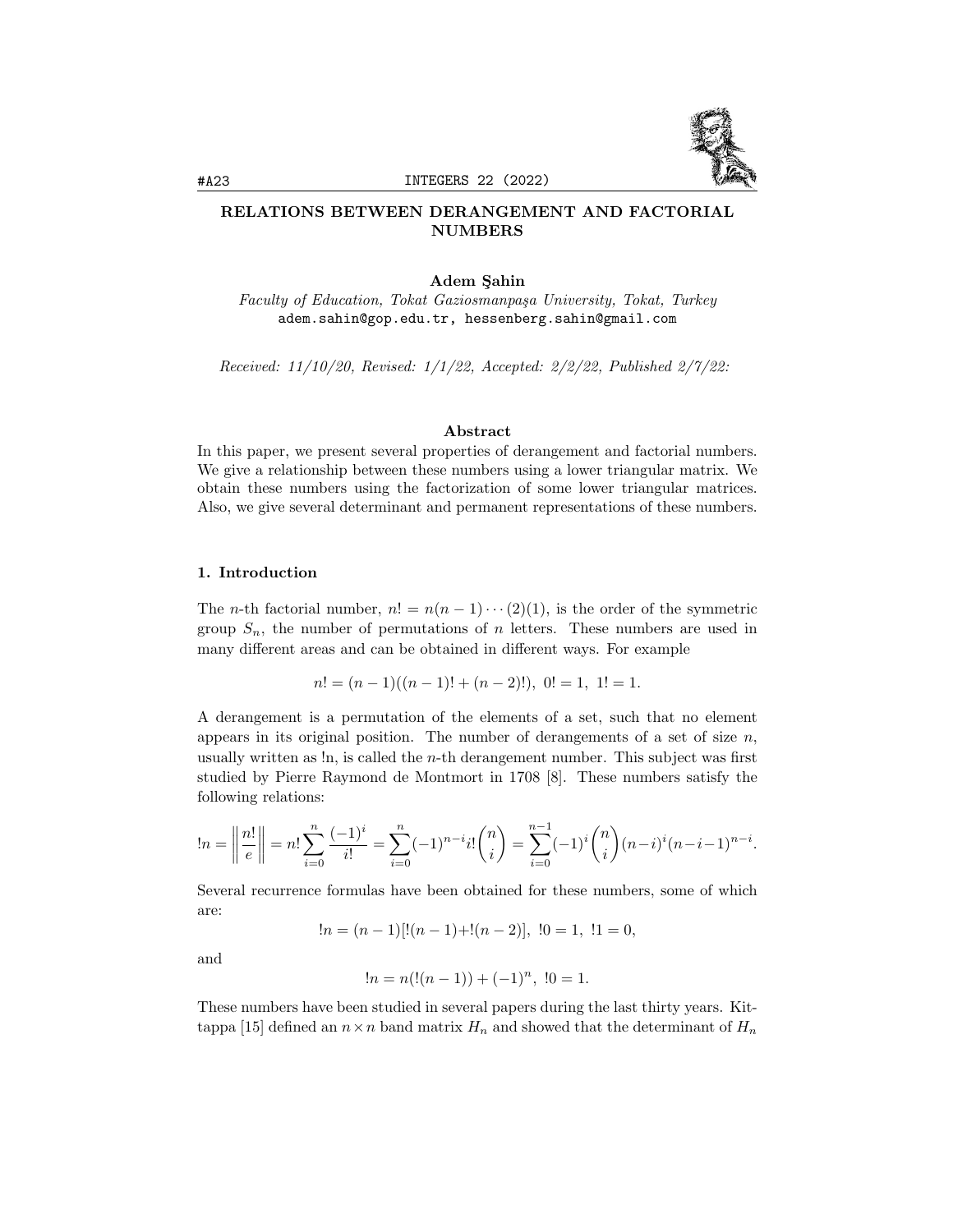# RELATIONS BETWEEN DERANGEMENT AND FACTORIAL NUMBERS

**Adem Şahin**

*Faculty of Education, Tokat Gaziosmanpaşa University, Tokat, Turkey*
adem.sahin@gop.edu.tr, hessenberg.sahin@gmail.com

*Received: 11/10/20, Revised: 1/1/22, Accepted: 2/2/22, Published 2/7/22:*

### Abstract

In this paper, we present several properties of derangement and factorial numbers. We give a relationship between these numbers using a lower triangular matrix. We obtain these numbers using the factorization of some lower triangular matrices. Also, we give several determinant and permanent representations of these numbers.

## 1. Introduction

The $n$-th factorial number, $n! = n(n-1)\cdots(2)(1)$, is the order of the symmetric group $S_n$, the number of permutations of $n$ letters. These numbers are used in many different areas and can be obtained in different ways. For example

$$n! = (n-1)((n-1)! + (n-2)!),\ 0! = 1,\ 1! = 1.$$

A derangement is a permutation of the elements of a set, such that no element appears in its original position. The number of derangements of a set of size $n$, usually written as !n, is called the $n$-th derangement number. This subject was first studied by Pierre Raymond de Montmort in 1708 [8]. These numbers satisfy the following relations:

$$!n = \left\| \frac{n!}{e} \right\| = n! \sum_{i=0}^{n} \frac{(-1)^i}{i!} = \sum_{i=0}^{n} (-1)^{n-i} i! \binom{n}{i} = \sum_{i=0}^{n-1} (-1)^i \binom{n}{i} (n-i)^i (n-i-1)^{n-i}.$$

Several recurrence formulas have been obtained for these numbers, some of which are:

$$!n = (n-1)[!(n-1) + !(n-2)],\ !0 = 1,\ !1 = 0,$$

and

$$!n = n(!(n-1)) + (-1)^n,\ !0 = 1.$$

These numbers have been studied in several papers during the last thirty years. Kittappa [15] defined an $n \times n$ band matrix $H_n$ and showed that the determinant of $H_n$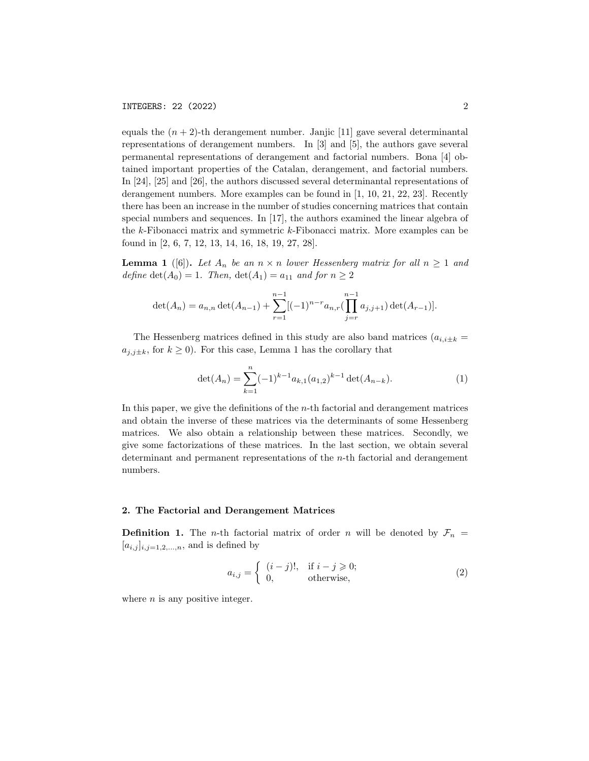equals the $(n+2)$-th derangement number. Janjic [11] gave several determinantal representations of derangement numbers. In [3] and [5], the authors gave several permanental representations of derangement and factorial numbers. Bona [4] obtained important properties of the Catalan, derangement, and factorial numbers. In [24], [25] and [26], the authors discussed several determinantal representations of derangement numbers. More examples can be found in [1, 10, 21, 22, 23]. Recently there has been an increase in the number of studies concerning matrices that contain special numbers and sequences. In [17], the authors examined the linear algebra of the $k$-Fibonacci matrix and symmetric $k$-Fibonacci matrix. More examples can be found in [2, 6, 7, 12, 13, 14, 16, 18, 19, 27, 28].

**Lemma 1** ([6])**.** *Let $A_n$ be an $n \times n$ lower Hessenberg matrix for all $n \geq 1$ and define $\det(A_0) = 1$. Then, $\det(A_1) = a_{11}$ and for $n \geq 2$*

$$\det(A_n) = a_{n,n}\det(A_{n-1}) + \sum_{r=1}^{n-1}[(-1)^{n-r}a_{n,r}(\prod_{j=r}^{n-1}a_{j,j+1})\det(A_{r-1})].$$

The Hessenberg matrices defined in this study are also band matrices ($a_{i,i\pm k} = a_{j,j\pm k}$, for $k \geq 0$). For this case, Lemma 1 has the corollary that

$$\det(A_n) = \sum_{k=1}^{n}(-1)^{k-1}a_{k,1}(a_{1,2})^{k-1}\det(A_{n-k}). \tag{1}$$

In this paper, we give the definitions of the $n$-th factorial and derangement matrices and obtain the inverse of these matrices via the determinants of some Hessenberg matrices. We also obtain a relationship between these matrices. Secondly, we give some factorizations of these matrices. In the last section, we obtain several determinant and permanent representations of the $n$-th factorial and derangement numbers.

## 2. The Factorial and Derangement Matrices

**Definition 1.** The $n$-th factorial matrix of order $n$ will be denoted by $\mathcal{F}_n = [a_{i,j}]_{i,j=1,2,\ldots,n}$, and is defined by

$$a_{i,j} = \begin{cases} (i-j)!, & \text{if } i-j \geqslant 0; \\ 0, & \text{otherwise,} \end{cases} \tag{2}$$

where $n$ is any positive integer.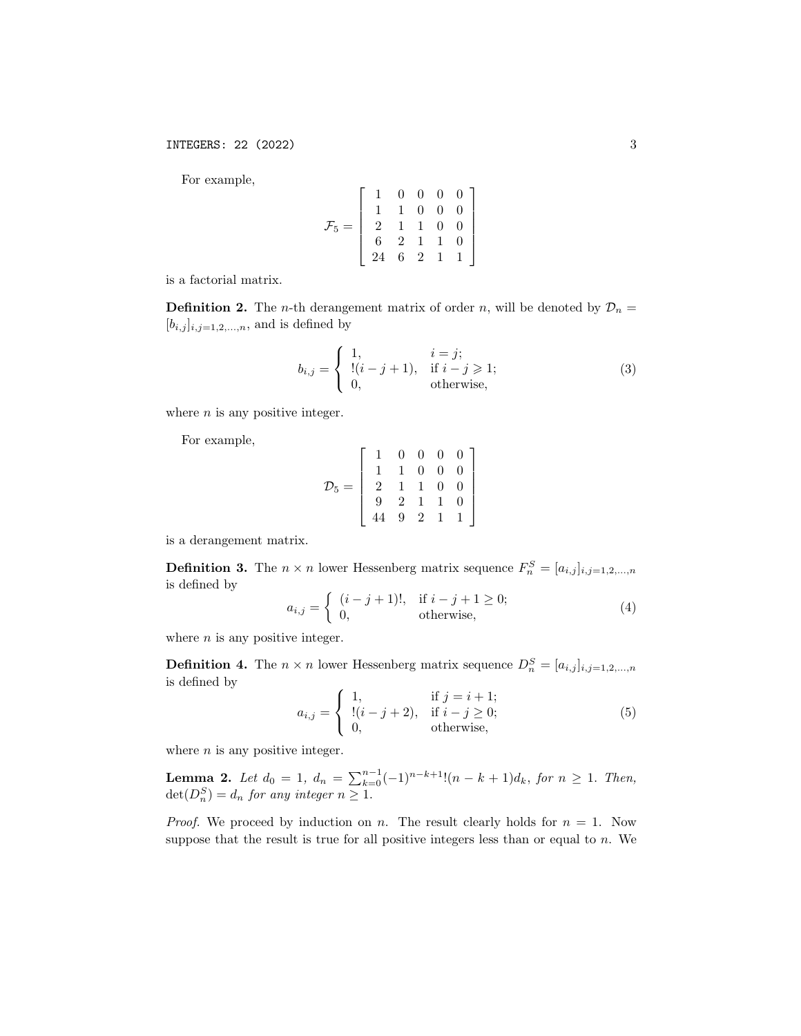For example,

$$\mathcal{F}_5 = \begin{bmatrix} 1 & 0 & 0 & 0 & 0 \\ 1 & 1 & 0 & 0 & 0 \\ 2 & 1 & 1 & 0 & 0 \\ 6 & 2 & 1 & 1 & 0 \\ 24 & 6 & 2 & 1 & 1 \end{bmatrix}$$

is a factorial matrix.

**Definition 2.** The $n$-th derangement matrix of order $n$, will be denoted by $\mathcal{D}_n = [b_{i,j}]_{i,j=1,2,\ldots,n}$, and is defined by

$$b_{i,j} = \begin{cases} 1, & i = j; \\ !(i-j+1), & \text{if } i - j \geqslant 1; \\ 0, & \text{otherwise}, \end{cases} \tag{3}$$

where $n$ is any positive integer.

For example,

$$\mathcal{D}_5 = \begin{bmatrix} 1 & 0 & 0 & 0 & 0 \\ 1 & 1 & 0 & 0 & 0 \\ 2 & 1 & 1 & 0 & 0 \\ 9 & 2 & 1 & 1 & 0 \\ 44 & 9 & 2 & 1 & 1 \end{bmatrix}$$

is a derangement matrix.

**Definition 3.** The $n \times n$ lower Hessenberg matrix sequence $F_n^S = [a_{i,j}]_{i,j=1,2,\ldots,n}$ is defined by

$$a_{i,j} = \begin{cases} (i-j+1)!, & \text{if } i - j + 1 \geq 0; \\ 0, & \text{otherwise}, \end{cases} \tag{4}$$

where $n$ is any positive integer.

**Definition 4.** The $n \times n$ lower Hessenberg matrix sequence $D_n^S = [a_{i,j}]_{i,j=1,2,\ldots,n}$ is defined by

$$a_{i,j} = \begin{cases} 1, & \text{if } j = i + 1; \\ !(i-j+2), & \text{if } i - j \geq 0; \\ 0, & \text{otherwise}, \end{cases} \tag{5}$$

where $n$ is any positive integer.

**Lemma 2.** *Let $d_0 = 1$, $d_n = \sum_{k=0}^{n-1} (-1)^{n-k+1} !(n-k+1) d_k$, for $n \geq 1$. Then, $\det(D_n^S) = d_n$ for any integer $n \geq 1$.*

*Proof.* We proceed by induction on $n$. The result clearly holds for $n = 1$. Now suppose that the result is true for all positive integers less than or equal to $n$. We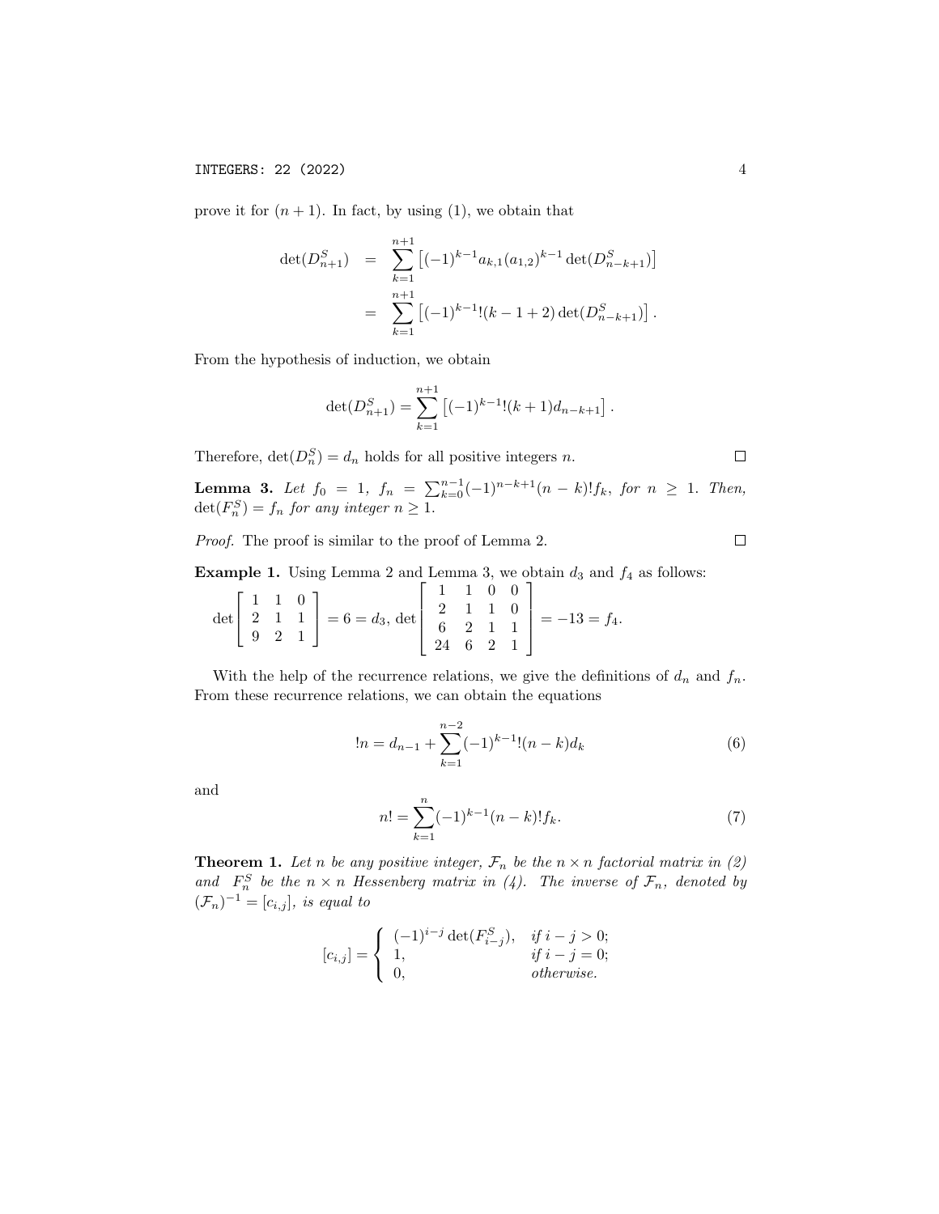prove it for $(n+1)$. In fact, by using (1), we obtain that

$$\begin{aligned}
\det(D_{n+1}^S) &= \sum_{k=1}^{n+1} \left[(-1)^{k-1} a_{k,1} (a_{1,2})^{k-1} \det(D_{n-k+1}^S)\right] \\
&= \sum_{k=1}^{n+1} \left[(-1)^{k-1} !(k-1+2) \det(D_{n-k+1}^S)\right].
\end{aligned}$$

From the hypothesis of induction, we obtain

$$\det(D_{n+1}^S) = \sum_{k=1}^{n+1} \left[(-1)^{k-1} !(k+1) d_{n-k+1}\right].$$

Therefore, $\det(D_n^S) = d_n$ holds for all positive integers $n$. $\square$

**Lemma 3.** *Let $f_0 = 1$, $f_n = \sum_{k=0}^{n-1} (-1)^{n-k+1} (n-k)! f_k$, for $n \geq 1$. Then, $\det(F_n^S) = f_n$ for any integer $n \geq 1$.*

*Proof.* The proof is similar to the proof of Lemma 2. $\square$

**Example 1.** Using Lemma 2 and Lemma 3, we obtain $d_3$ and $f_4$ as follows:

$$\det \begin{bmatrix} 1 & 1 & 0 \\ 2 & 1 & 1 \\ 9 & 2 & 1 \end{bmatrix} = 6 = d_3, \ \det \begin{bmatrix} 1 & 1 & 0 & 0 \\ 2 & 1 & 1 & 0 \\ 6 & 2 & 1 & 1 \\ 24 & 6 & 2 & 1 \end{bmatrix} = -13 = f_4.$$

With the help of the recurrence relations, we give the definitions of $d_n$ and $f_n$. From these recurrence relations, we can obtain the equations

$$!n = d_{n-1} + \sum_{k=1}^{n-2} (-1)^{k-1} !(n-k) d_k \tag{6}$$

and

$$n! = \sum_{k=1}^{n} (-1)^{k-1} (n-k)! f_k. \tag{7}$$

**Theorem 1.** *Let $n$ be any positive integer, $\mathcal{F}_n$ be the $n \times n$ factorial matrix in (2) and $F_n^S$ be the $n \times n$ Hessenberg matrix in (4). The inverse of $\mathcal{F}_n$, denoted by $(\mathcal{F}_n)^{-1} = [c_{i,j}]$, is equal to*

$$[c_{i,j}] = \begin{cases} (-1)^{i-j} \det(F_{i-j}^S), & \text{if } i-j > 0; \\ 1, & \text{if } i-j = 0; \\ 0, & \text{otherwise.} \end{cases}$$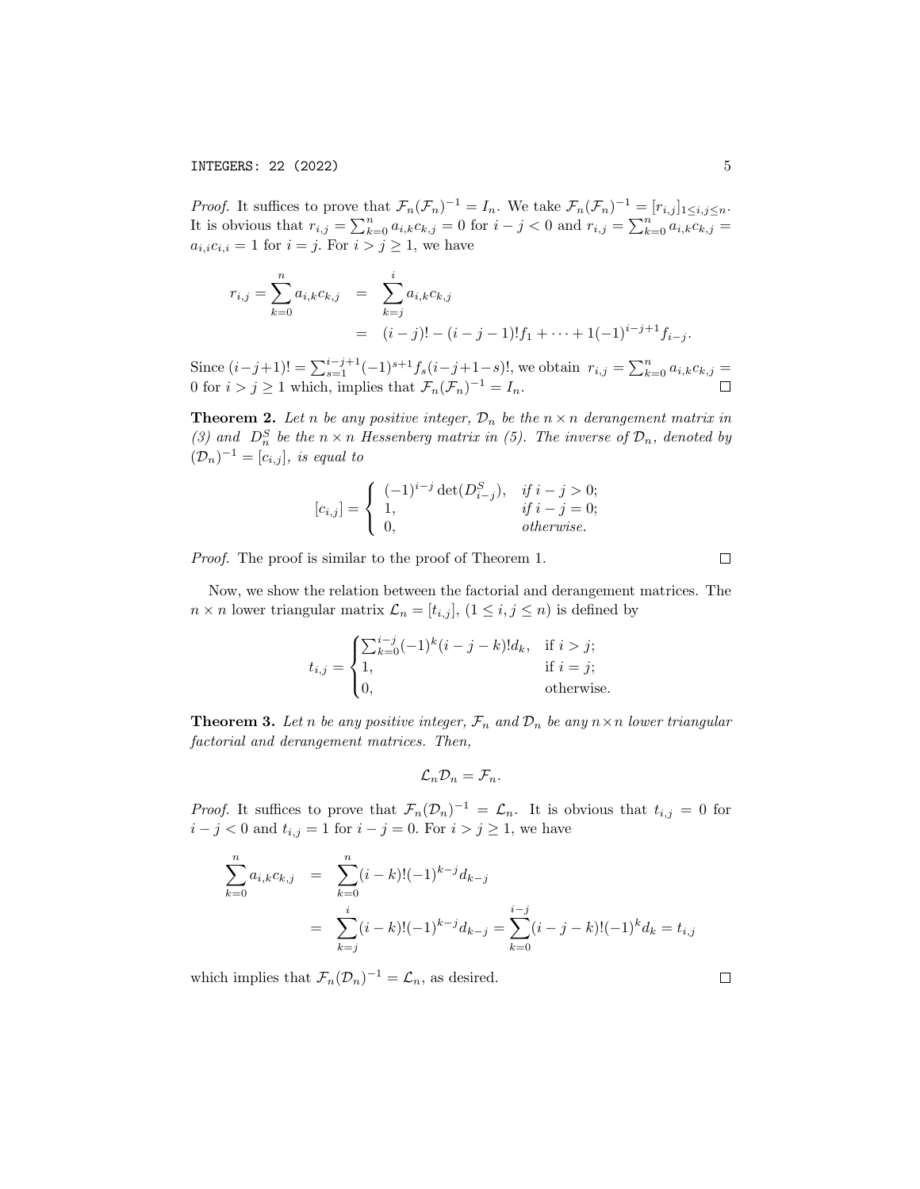*Proof.* It suffices to prove that $\mathcal{F}_n(\mathcal{F}_n)^{-1} = I_n$. We take $\mathcal{F}_n(\mathcal{F}_n)^{-1} = [r_{i,j}]_{1\leq i,j\leq n}$. It is obvious that $r_{i,j} = \sum_{k=0}^{n} a_{i,k}c_{k,j} = 0$ for $i - j < 0$ and $r_{i,j} = \sum_{k=0}^{n} a_{i,k}c_{k,j} = a_{i,i}c_{i,i} = 1$ for $i = j$. For $i > j \geq 1$, we have

$$
\begin{aligned}
r_{i,j} = \sum_{k=0}^{n} a_{i,k}c_{k,j} &= \sum_{k=j}^{i} a_{i,k}c_{k,j} \\
&= (i-j)! - (i-j-1)!f_1 + \cdots + 1(-1)^{i-j+1}f_{i-j}.
\end{aligned}
$$

Since $(i-j+1)! = \sum_{s=1}^{i-j+1}(-1)^{s+1}f_s(i-j+1-s)!$, we obtain $r_{i,j} = \sum_{k=0}^{n} a_{i,k}c_{k,j} = 0$ for $i > j \geq 1$ which, implies that $\mathcal{F}_n(\mathcal{F}_n)^{-1} = I_n$. □

**Theorem 2.** *Let $n$ be any positive integer, $\mathcal{D}_n$ be the $n \times n$ derangement matrix in (3) and $D_n^S$ be the $n \times n$ Hessenberg matrix in (5). The inverse of $\mathcal{D}_n$, denoted by $(\mathcal{D}_n)^{-1} = [c_{i,j}]$, is equal to*

$$
[c_{i,j}] = \begin{cases} (-1)^{i-j}\det(D_{i-j}^S), & \textit{if } i - j > 0; \\ 1, & \textit{if } i - j = 0; \\ 0, & \textit{otherwise.} \end{cases}
$$

*Proof.* The proof is similar to the proof of Theorem 1. □

Now, we show the relation between the factorial and derangement matrices. The $n \times n$ lower triangular matrix $\mathcal{L}_n = [t_{i,j}]$, $(1 \leq i, j \leq n)$ is defined by

$$
t_{i,j} = \begin{cases} \sum_{k=0}^{i-j}(-1)^k(i-j-k)!d_k, & \text{if } i > j; \\ 1, & \text{if } i = j; \\ 0, & \text{otherwise.} \end{cases}
$$

**Theorem 3.** *Let $n$ be any positive integer, $\mathcal{F}_n$ and $\mathcal{D}_n$ be any $n \times n$ lower triangular factorial and derangement matrices. Then,*

$$
\mathcal{L}_n\mathcal{D}_n = \mathcal{F}_n.
$$

*Proof.* It suffices to prove that $\mathcal{F}_n(\mathcal{D}_n)^{-1} = \mathcal{L}_n$. It is obvious that $t_{i,j} = 0$ for $i - j < 0$ and $t_{i,j} = 1$ for $i - j = 0$. For $i > j \geq 1$, we have

$$
\begin{aligned}
\sum_{k=0}^{n} a_{i,k}c_{k,j} &= \sum_{k=0}^{n}(i-k)!(-1)^{k-j}d_{k-j} \\
&= \sum_{k=j}^{i}(i-k)!(-1)^{k-j}d_{k-j} = \sum_{k=0}^{i-j}(i-j-k)!(-1)^k d_k = t_{i,j}
\end{aligned}
$$

which implies that $\mathcal{F}_n(\mathcal{D}_n)^{-1} = \mathcal{L}_n$, as desired. □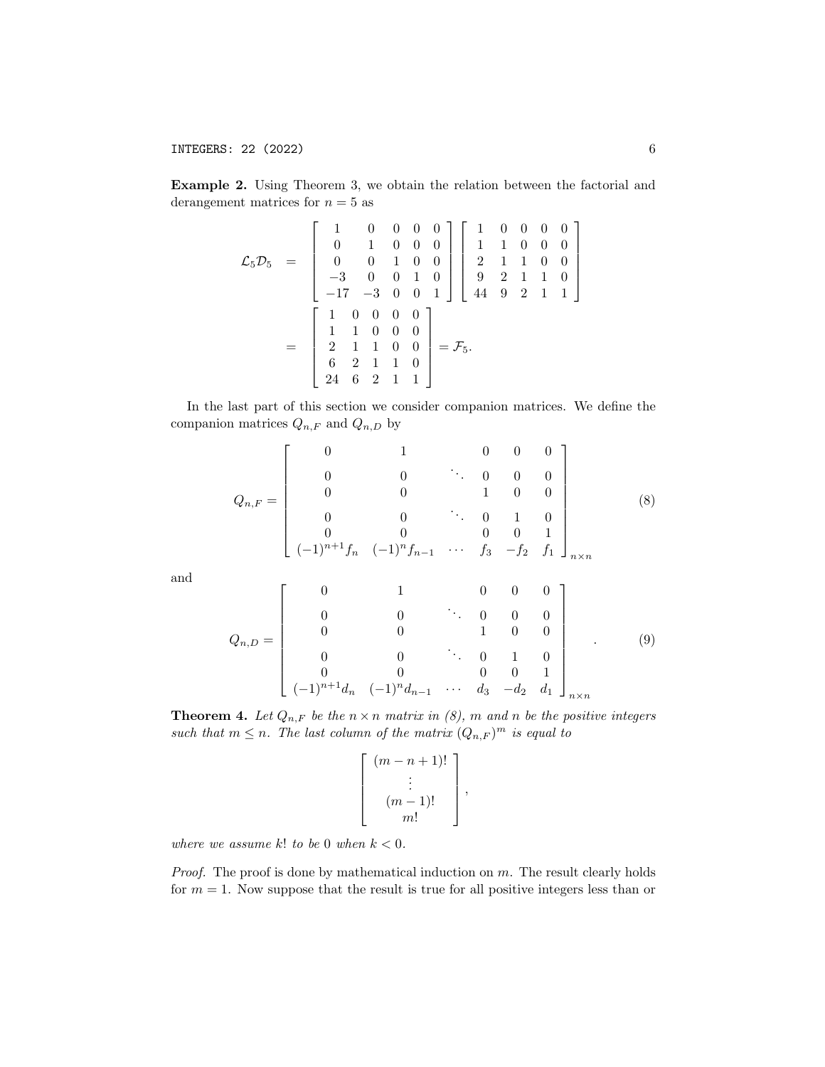**Example 2.** Using Theorem 3, we obtain the relation between the factorial and derangement matrices for $n = 5$ as

$$
\begin{aligned}
\mathcal{L}_5 \mathcal{D}_5 &= \begin{bmatrix} 1 & 0 & 0 & 0 & 0 \\ 0 & 1 & 0 & 0 & 0 \\ 0 & 0 & 1 & 0 & 0 \\ -3 & 0 & 0 & 1 & 0 \\ -17 & -3 & 0 & 0 & 1 \end{bmatrix} \begin{bmatrix} 1 & 0 & 0 & 0 & 0 \\ 1 & 1 & 0 & 0 & 0 \\ 2 & 1 & 1 & 0 & 0 \\ 9 & 2 & 1 & 1 & 0 \\ 44 & 9 & 2 & 1 & 1 \end{bmatrix} \\
&= \begin{bmatrix} 1 & 0 & 0 & 0 & 0 \\ 1 & 1 & 0 & 0 & 0 \\ 2 & 1 & 1 & 0 & 0 \\ 6 & 2 & 1 & 1 & 0 \\ 24 & 6 & 2 & 1 & 1 \end{bmatrix} = \mathcal{F}_5.
\end{aligned}
$$

In the last part of this section we consider companion matrices. We define the companion matrices $Q_{n,F}$ and $Q_{n,D}$ by

$$
Q_{n,F} = \begin{bmatrix} 0 & 1 & & 0 & 0 & 0 \\ 0 & 0 & \ddots & 0 & 0 & 0 \\ 0 & 0 & & 1 & 0 & 0 \\ 0 & 0 & \ddots & 0 & 1 & 0 \\ 0 & 0 & & 0 & 0 & 1 \\ (-1)^{n+1} f_n & (-1)^n f_{n-1} & \cdots & f_3 & -f_2 & f_1 \end{bmatrix}_{n \times n} \tag{8}
$$

and

$$
Q_{n,D} = \begin{bmatrix} 0 & 1 & & 0 & 0 & 0 \\ 0 & 0 & \ddots & 0 & 0 & 0 \\ 0 & 0 & & 1 & 0 & 0 \\ 0 & 0 & \ddots & 0 & 1 & 0 \\ 0 & 0 & & 0 & 0 & 1 \\ (-1)^{n+1} d_n & (-1)^n d_{n-1} & \cdots & d_3 & -d_2 & d_1 \end{bmatrix}_{n \times n} . \tag{9}
$$

**Theorem 4.** *Let $Q_{n,F}$ be the $n \times n$ matrix in (8), $m$ and $n$ be the positive integers such that $m \leq n$. The last column of the matrix $(Q_{n,F})^m$ is equal to*

$$
\begin{bmatrix} (m-n+1)! \\ \vdots \\ (m-1)! \\ m! \end{bmatrix},
$$

*where we assume $k!$ to be $0$ when $k < 0$.*

*Proof.* The proof is done by mathematical induction on $m$. The result clearly holds for $m = 1$. Now suppose that the result is true for all positive integers less than or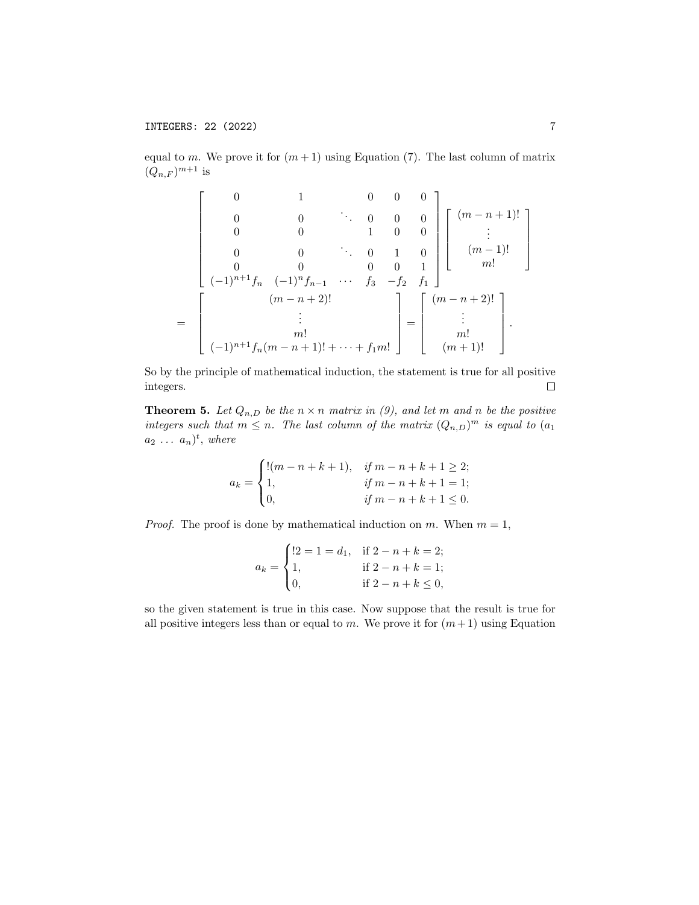equal to $m$. We prove it for $(m+1)$ using Equation (7). The last column of matrix $(Q_{n,F})^{m+1}$ is

$$
\begin{bmatrix}
0 & 1 & \ddots & 0 & 0 & 0 \\
0 & 0 & \ddots & 0 & 0 & 0 \\
0 & 0 & & 1 & 0 & 0 \\
0 & 0 & \ddots & 0 & 1 & 0 \\
0 & 0 & & 0 & 0 & 1 \\
(-1)^{n+1}f_n & (-1)^n f_{n-1} & \cdots & f_3 & -f_2 & f_1
\end{bmatrix}
\begin{bmatrix}
(m-n+1)! \\
\vdots \\
(m-1)! \\
m!
\end{bmatrix}
$$

$$
= \begin{bmatrix}
(m-n+2)! \\
\vdots \\
m! \\
(-1)^{n+1}f_n(m-n+1)! + \cdots + f_1 m!
\end{bmatrix}
= \begin{bmatrix}
(m-n+2)! \\
\vdots \\
m! \\
(m+1)!
\end{bmatrix}.
$$

So by the principle of mathematical induction, the statement is true for all positive integers. $\square$

**Theorem 5.** *Let $Q_{n,D}$ be the $n \times n$ matrix in (9), and let $m$ and $n$ be the positive integers such that $m \leq n$. The last column of the matrix $(Q_{n,D})^m$ is equal to $(a_1\ a_2\ \ldots\ a_n)^t$, where*

$$
a_k = \begin{cases}
!(m-n+k+1), & \text{if } m-n+k+1 \geq 2; \\
1, & \text{if } m-n+k+1 = 1; \\
0, & \text{if } m-n+k+1 \leq 0.
\end{cases}
$$

*Proof.* The proof is done by mathematical induction on $m$. When $m = 1$,

$$
a_k = \begin{cases}
!2 = 1 = d_1, & \text{if } 2-n+k = 2; \\
1, & \text{if } 2-n+k = 1; \\
0, & \text{if } 2-n+k \leq 0,
\end{cases}
$$

so the given statement is true in this case. Now suppose that the result is true for all positive integers less than or equal to $m$. We prove it for $(m+1)$ using Equation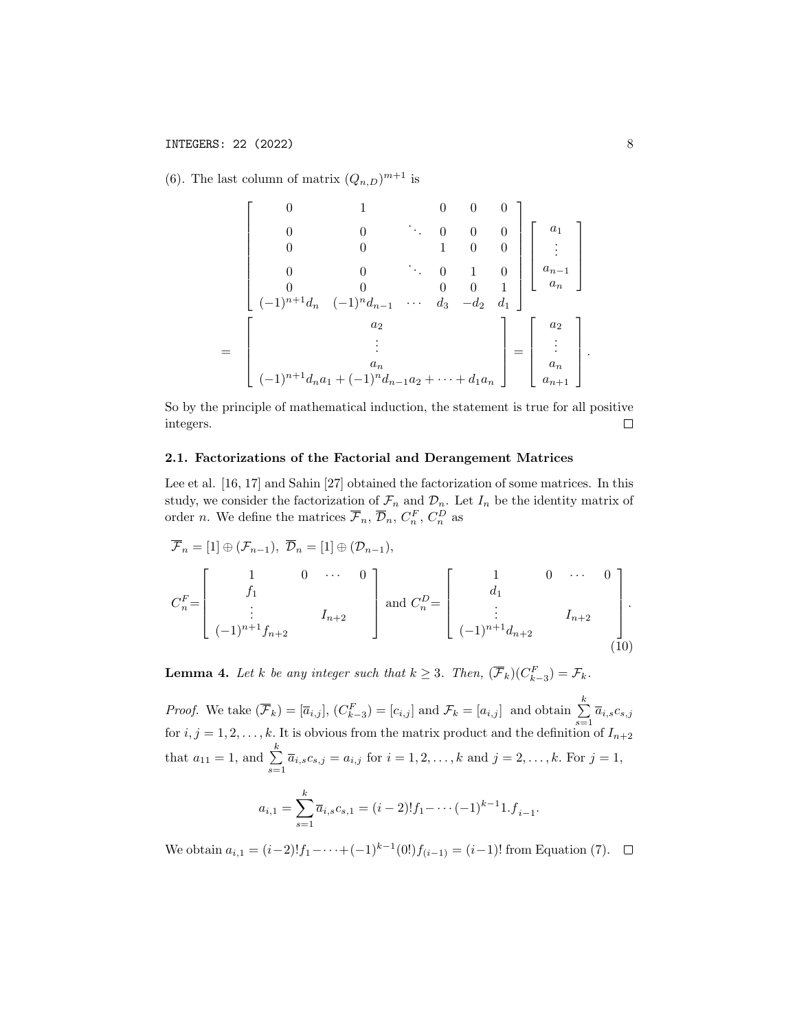(6). The last column of matrix $(Q_{n,D})^{m+1}$ is

$$
\begin{bmatrix}
0 & 1 & & 0 & 0 & 0 \\
0 & 0 & \ddots & 0 & 0 & 0 \\
0 & 0 & & 1 & 0 & 0 \\
0 & 0 & \ddots & 0 & 1 & 0 \\
0 & 0 & & 0 & 0 & 1 \\
(-1)^{n+1}d_n & (-1)^n d_{n-1} & \cdots & d_3 & -d_2 & d_1
\end{bmatrix}
\begin{bmatrix}
a_1 \\ \vdots \\ a_{n-1} \\ a_n
\end{bmatrix}
$$

$$
= \begin{bmatrix}
a_2 \\ \vdots \\ a_n \\ (-1)^{n+1}d_n a_1 + (-1)^n d_{n-1} a_2 + \cdots + d_1 a_n
\end{bmatrix}
= \begin{bmatrix}
a_2 \\ \vdots \\ a_n \\ a_{n+1}
\end{bmatrix}.
$$

So by the principle of mathematical induction, the statement is true for all positive integers. □

### 2.1. Factorizations of the Factorial and Derangement Matrices

Lee et al. [16, 17] and Sahin [27] obtained the factorization of some matrices. In this study, we consider the factorization of $\mathcal{F}_n$ and $\mathcal{D}_n$. Let $I_n$ be the identity matrix of order $n$. We define the matrices $\overline{\mathcal{F}}_n$, $\overline{\mathcal{D}}_n$, $C_n^F$, $C_n^D$ as

$$
\overline{\mathcal{F}}_n = [1] \oplus (\mathcal{F}_{n-1}), \ \overline{\mathcal{D}}_n = [1] \oplus (\mathcal{D}_{n-1}),
$$

$$
C_n^F = \begin{bmatrix}
1 & 0 & \cdots & 0 \\
f_1 & & & \\
\vdots & & I_{n+2} & \\
(-1)^{n+1} f_{n+2} & & &
\end{bmatrix}
\text{ and } C_n^D = \begin{bmatrix}
1 & 0 & \cdots & 0 \\
d_1 & & & \\
\vdots & & I_{n+2} & \\
(-1)^{n+1} d_{n+2} & & &
\end{bmatrix}. \tag{10}
$$

**Lemma 4.** *Let $k$ be any integer such that $k \geq 3$. Then, $(\overline{\mathcal{F}}_k)(C_{k-3}^F) = \mathcal{F}_k$.*

*Proof.* We take $(\overline{\mathcal{F}}_k) = [\overline{a}_{i,j}]$, $(C_{k-3}^F) = [c_{i,j}]$ and $\mathcal{F}_k = [a_{i,j}]$ and obtain $\sum\limits_{s=1}^{k} \overline{a}_{i,s} c_{s,j}$ for $i, j = 1, 2, \ldots, k$. It is obvious from the matrix product and the definition of $I_{n+2}$ that $a_{11} = 1$, and $\sum\limits_{s=1}^{k} \overline{a}_{i,s} c_{s,j} = a_{i,j}$ for $i = 1, 2, \ldots, k$ and $j = 2, \ldots, k$. For $j = 1$,

$$
a_{i,1} = \sum_{s=1}^{k} \overline{a}_{i,s} c_{s,1} = (i-2)! f_1 - \cdots (-1)^{k-1} 1.f_{i-1}.
$$

We obtain $a_{i,1} = (i-2)! f_1 - \cdots + (-1)^{k-1}(0!) f_{(i-1)} = (i-1)!$ from Equation (7). □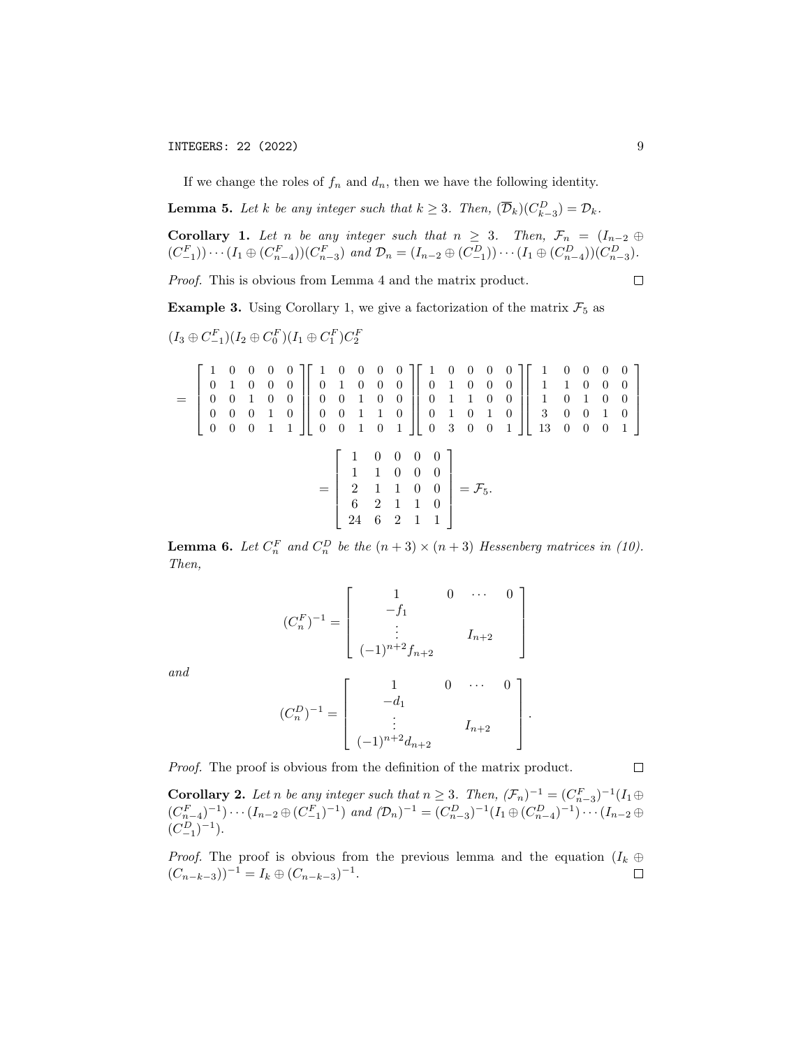If we change the roles of $f_n$ and $d_n$, then we have the following identity.

**Lemma 5.** *Let $k$ be any integer such that $k \geq 3$. Then, $(\overline{\mathcal{D}}_k)(C^D_{k-3}) = \mathcal{D}_k$.*

**Corollary 1.** *Let $n$ be any integer such that $n \geq 3$. Then, $\mathcal{F}_n = (I_{n-2} \oplus (C^F_{-1})) \cdots (I_1 \oplus (C^F_{n-4}))(C^F_{n-3})$ and $\mathcal{D}_n = (I_{n-2} \oplus (C^D_{-1})) \cdots (I_1 \oplus (C^D_{n-4}))(C^D_{n-3})$.*

*Proof.* This is obvious from Lemma 4 and the matrix product. $\square$

**Example 3.** Using Corollary 1, we give a factorization of the matrix $\mathcal{F}_5$ as

$(I_3 \oplus C^F_{-1})(I_2 \oplus C^F_0)(I_1 \oplus C^F_1)C^F_2$

$$= \begin{bmatrix} 1 & 0 & 0 & 0 & 0 \\ 0 & 1 & 0 & 0 & 0 \\ 0 & 0 & 1 & 0 & 0 \\ 0 & 0 & 0 & 1 & 0 \\ 0 & 0 & 0 & 1 & 1 \end{bmatrix} \begin{bmatrix} 1 & 0 & 0 & 0 & 0 \\ 0 & 1 & 0 & 0 & 0 \\ 0 & 0 & 1 & 0 & 0 \\ 0 & 0 & 1 & 1 & 0 \\ 0 & 0 & 1 & 0 & 1 \end{bmatrix} \begin{bmatrix} 1 & 0 & 0 & 0 & 0 \\ 0 & 1 & 0 & 0 & 0 \\ 0 & 1 & 1 & 0 & 0 \\ 0 & 1 & 0 & 1 & 0 \\ 0 & 3 & 0 & 0 & 1 \end{bmatrix} \begin{bmatrix} 1 & 0 & 0 & 0 & 0 \\ 1 & 1 & 0 & 0 & 0 \\ 1 & 0 & 1 & 0 & 0 \\ 3 & 0 & 0 & 1 & 0 \\ 13 & 0 & 0 & 0 & 1 \end{bmatrix}$$

$$= \begin{bmatrix} 1 & 0 & 0 & 0 & 0 \\ 1 & 1 & 0 & 0 & 0 \\ 2 & 1 & 1 & 0 & 0 \\ 6 & 2 & 1 & 1 & 0 \\ 24 & 6 & 2 & 1 & 1 \end{bmatrix} = \mathcal{F}_5.$$

**Lemma 6.** *Let $C^F_n$ and $C^D_n$ be the $(n+3) \times (n+3)$ Hessenberg matrices in (10). Then,*

$$(C^F_n)^{-1} = \begin{bmatrix} 1 & 0 & \cdots & 0 \\ -f_1 & & & \\ \vdots & & I_{n+2} & \\ (-1)^{n+2} f_{n+2} & & & \end{bmatrix}$$

*and*

$$(C^D_n)^{-1} = \begin{bmatrix} 1 & 0 & \cdots & 0 \\ -d_1 & & & \\ \vdots & & I_{n+2} & \\ (-1)^{n+2} d_{n+2} & & & \end{bmatrix}.$$

*Proof.* The proof is obvious from the definition of the matrix product. $\square$

**Corollary 2.** *Let $n$ be any integer such that $n \geq 3$. Then, $(\mathcal{F}_n)^{-1} = (C^F_{n-3})^{-1}(I_1 \oplus (C^F_{n-4})^{-1}) \cdots (I_{n-2} \oplus (C^F_{-1})^{-1})$ and $(\mathcal{D}_n)^{-1} = (C^D_{n-3})^{-1}(I_1 \oplus (C^D_{n-4})^{-1}) \cdots (I_{n-2} \oplus (C^D_{-1})^{-1})$.*

*Proof.* The proof is obvious from the previous lemma and the equation $(I_k \oplus (C_{n-k-3}))^{-1} = I_k \oplus (C_{n-k-3})^{-1}$. $\square$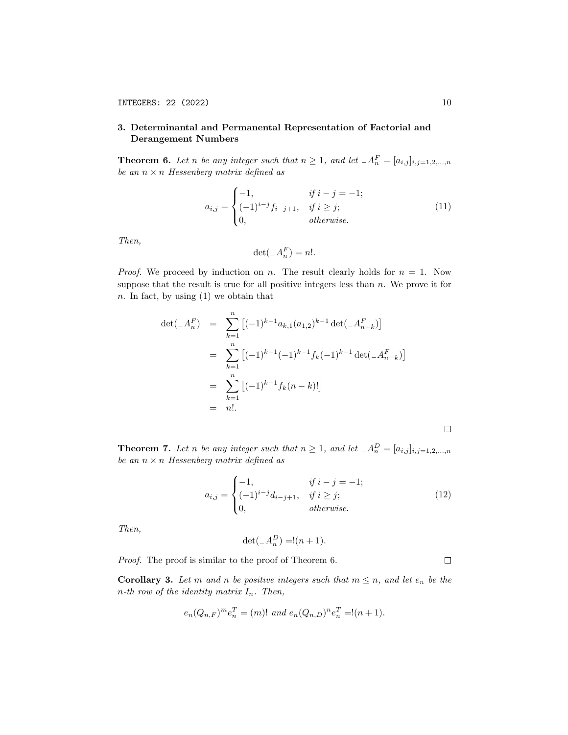## 3. Determinantal and Permanental Representation of Factorial and Derangement Numbers

**Theorem 6.** *Let $n$ be any integer such that $n \geq 1$, and let ${}_{-}A_n^F = [a_{i,j}]_{i,j=1,2,\ldots,n}$ be an $n \times n$ Hessenberg matrix defined as*

$$a_{i,j} = \begin{cases} -1, & \text{if } i-j=-1; \\ (-1)^{i-j} f_{i-j+1}, & \text{if } i \geq j; \\ 0, & \text{otherwise}. \end{cases} \tag{11}$$

*Then,*

$$\det({}_{-}A_n^F) = n!.$$

*Proof.* We proceed by induction on $n$. The result clearly holds for $n = 1$. Now suppose that the result is true for all positive integers less than $n$. We prove it for $n$. In fact, by using (1) we obtain that

$$\begin{aligned}
\det({}_{-}A_n^F) &= \sum_{k=1}^{n} \left[(-1)^{k-1} a_{k,1} (a_{1,2})^{k-1} \det({}_{-}A_{n-k}^F)\right] \\
&= \sum_{k=1}^{n} \left[(-1)^{k-1} (-1)^{k-1} f_k (-1)^{k-1} \det({}_{-}A_{n-k}^F)\right] \\
&= \sum_{k=1}^{n} \left[(-1)^{k-1} f_k (n-k)!\right] \\
&= n!.
\end{aligned}$$

□

**Theorem 7.** *Let $n$ be any integer such that $n \geq 1$, and let ${}_{-}A_n^D = [a_{i,j}]_{i,j=1,2,\ldots,n}$ be an $n \times n$ Hessenberg matrix defined as*

$$a_{i,j} = \begin{cases} -1, & \text{if } i-j=-1; \\ (-1)^{i-j} d_{i-j+1}, & \text{if } i \geq j; \\ 0, & \text{otherwise}. \end{cases} \tag{12}$$

*Then,*

$$\det({}_{-}A_n^D) = !(n+1).$$

*Proof.* The proof is similar to the proof of Theorem 6. □

**Corollary 3.** *Let $m$ and $n$ be positive integers such that $m \leq n$, and let $e_n$ be the $n$-th row of the identity matrix $I_n$. Then,*

$$e_n (Q_{n,F})^m e_n^T = (m)! \text{ and } e_n (Q_{n,D})^n e_n^T = !(n+1).$$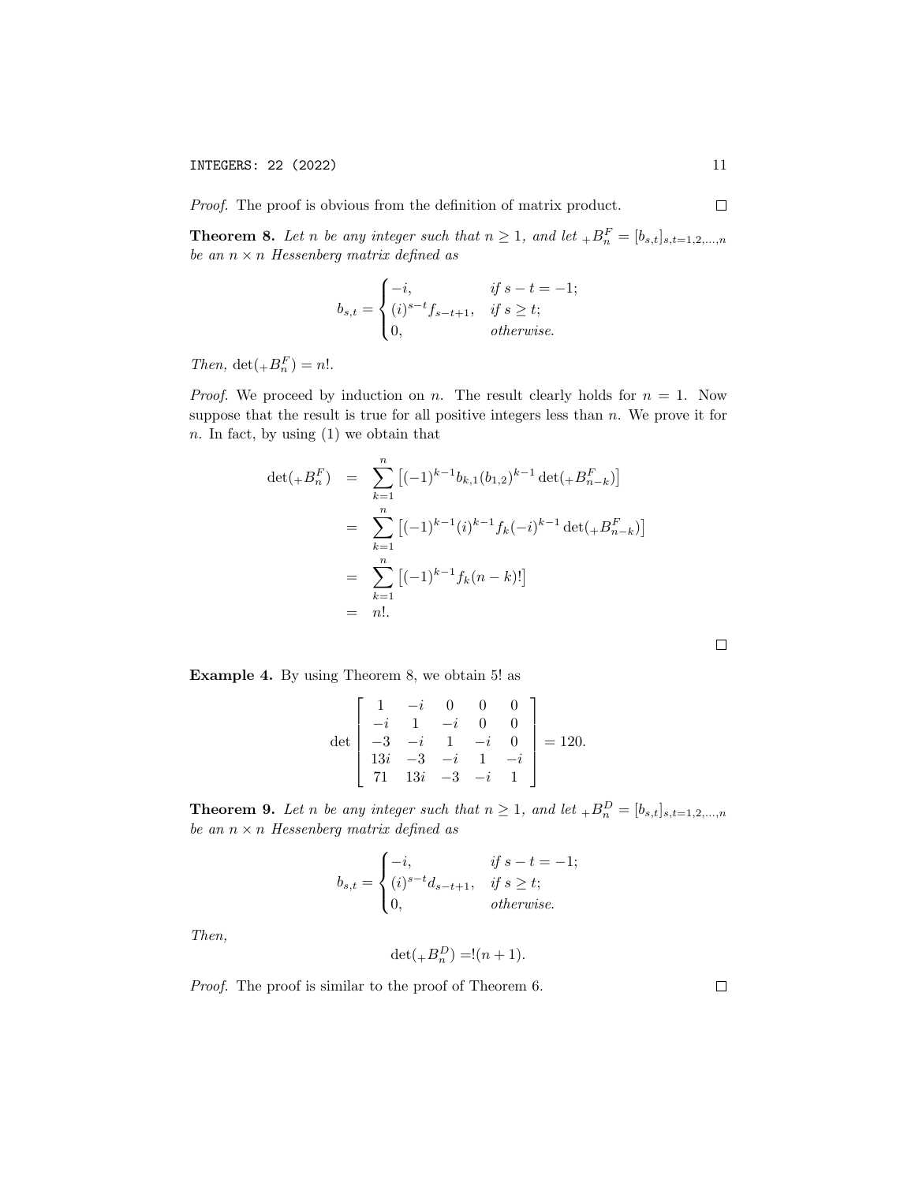*Proof.* The proof is obvious from the definition of matrix product. □

**Theorem 8.** *Let $n$ be any integer such that $n \geq 1$, and let ${}_{+}B_n^F = [b_{s,t}]_{s,t=1,2,\ldots,n}$ be an $n \times n$ Hessenberg matrix defined as*

$$b_{s,t} = \begin{cases} -i, & \text{if } s-t=-1; \\ (i)^{s-t} f_{s-t+1}, & \text{if } s \geq t; \\ 0, & \text{otherwise.} \end{cases}$$

*Then,* $\det({}_{+}B_n^F) = n!$.

*Proof.* We proceed by induction on $n$. The result clearly holds for $n = 1$. Now suppose that the result is true for all positive integers less than $n$. We prove it for $n$. In fact, by using (1) we obtain that

$$\begin{aligned}
\det({}_{+}B_n^F) &= \sum_{k=1}^{n} \left[(-1)^{k-1} b_{k,1} (b_{1,2})^{k-1} \det({}_{+}B_{n-k}^F)\right] \\
&= \sum_{k=1}^{n} \left[(-1)^{k-1} (i)^{k-1} f_k (-i)^{k-1} \det({}_{+}B_{n-k}^F)\right] \\
&= \sum_{k=1}^{n} \left[(-1)^{k-1} f_k (n-k)!\right] \\
&= n!.
\end{aligned}$$

□

**Example 4.** By using Theorem 8, we obtain 5! as

$$\det \begin{bmatrix} 1 & -i & 0 & 0 & 0 \\ -i & 1 & -i & 0 & 0 \\ -3 & -i & 1 & -i & 0 \\ 13i & -3 & -i & 1 & -i \\ 71 & 13i & -3 & -i & 1 \end{bmatrix} = 120.$$

**Theorem 9.** *Let $n$ be any integer such that $n \geq 1$, and let ${}_{+}B_n^D = [b_{s,t}]_{s,t=1,2,\ldots,n}$ be an $n \times n$ Hessenberg matrix defined as*

$$b_{s,t} = \begin{cases} -i, & \text{if } s-t=-1; \\ (i)^{s-t} d_{s-t+1}, & \text{if } s \geq t; \\ 0, & \text{otherwise.} \end{cases}$$

*Then,*

$$\det({}_{+}B_n^D) = !(n+1).$$

*Proof.* The proof is similar to the proof of Theorem 6. □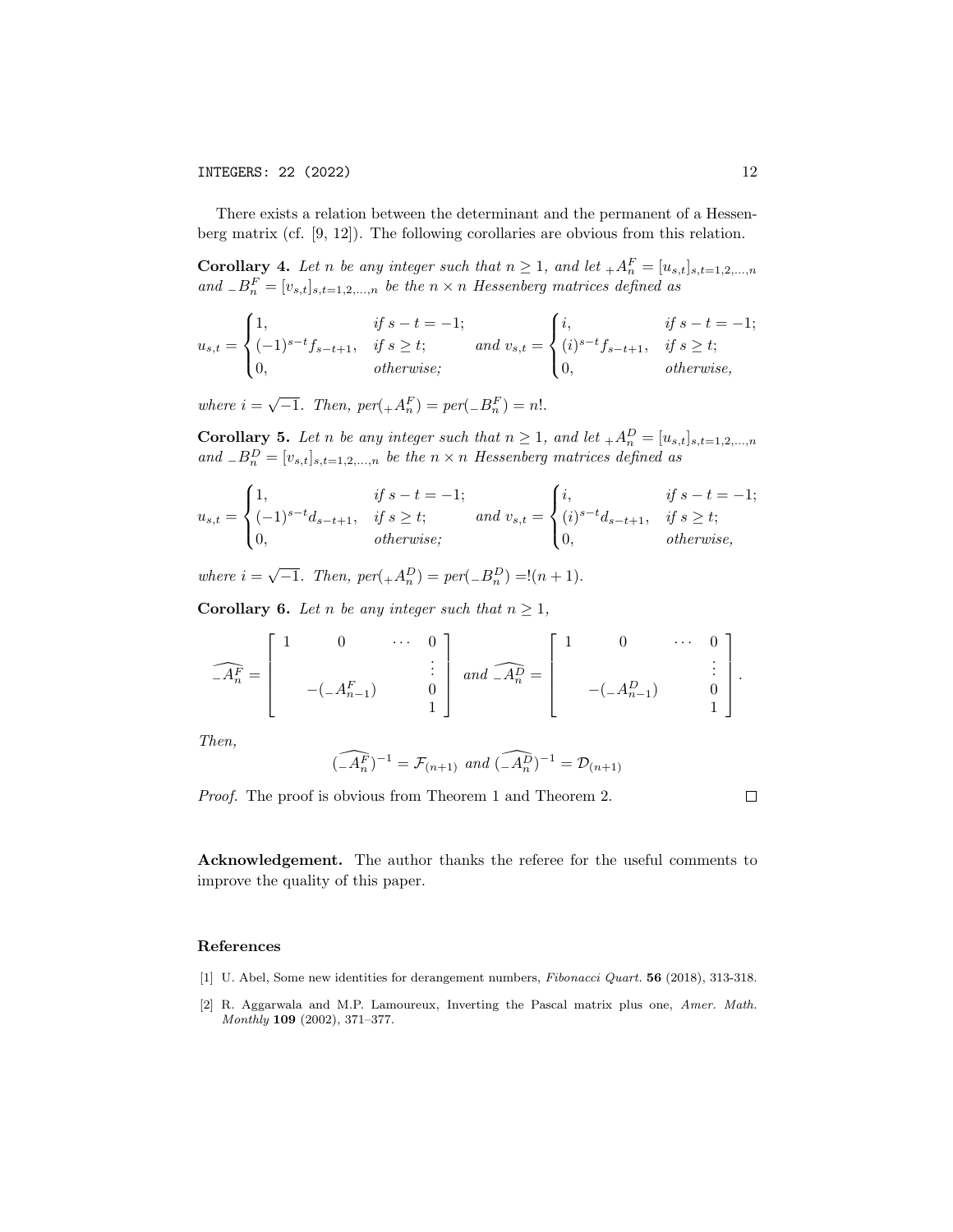There exists a relation between the determinant and the permanent of a Hessenberg matrix (cf. [9, 12]). The following corollaries are obvious from this relation.

**Corollary 4.** *Let $n$ be any integer such that $n \geq 1$, and let ${}_{+}A_n^F = [u_{s,t}]_{s,t=1,2,\ldots,n}$ and ${}_{-}B_n^F = [v_{s,t}]_{s,t=1,2,\ldots,n}$ be the $n \times n$ Hessenberg matrices defined as*

$$u_{s,t} = \begin{cases} 1, & \text{if } s-t=-1; \\ (-1)^{s-t} f_{s-t+1}, & \text{if } s \geq t; \\ 0, & \text{otherwise;} \end{cases} \quad \text{and } v_{s,t} = \begin{cases} i, & \text{if } s-t=-1; \\ (i)^{s-t} f_{s-t+1}, & \text{if } s \geq t; \\ 0, & \text{otherwise,} \end{cases}$$

*where $i = \sqrt{-1}$. Then, $per({}_{+}A_n^F) = per({}_{-}B_n^F) = n!$.*

**Corollary 5.** *Let $n$ be any integer such that $n \geq 1$, and let ${}_{+}A_n^D = [u_{s,t}]_{s,t=1,2,\ldots,n}$ and ${}_{-}B_n^D = [v_{s,t}]_{s,t=1,2,\ldots,n}$ be the $n \times n$ Hessenberg matrices defined as*

$$u_{s,t} = \begin{cases} 1, & \text{if } s-t=-1; \\ (-1)^{s-t} d_{s-t+1}, & \text{if } s \geq t; \\ 0, & \text{otherwise;} \end{cases} \quad \text{and } v_{s,t} = \begin{cases} i, & \text{if } s-t=-1; \\ (i)^{s-t} d_{s-t+1}, & \text{if } s \geq t; \\ 0, & \text{otherwise,} \end{cases}$$

*where $i = \sqrt{-1}$. Then, $per({}_{+}A_n^D) = per({}_{-}B_n^D) = !(n+1)$.*

**Corollary 6.** *Let $n$ be any integer such that $n \geq 1$,*

$$\widehat{{}_{-}A_n^F} = \begin{bmatrix} 1 & 0 & \cdots & 0 \\ & & & \vdots \\ & -({}_{-}A_{n-1}^F) & & 0 \\ & & & 1 \end{bmatrix} \text{ and } \widehat{{}_{-}A_n^D} = \begin{bmatrix} 1 & 0 & \cdots & 0 \\ & & & \vdots \\ & -({}_{-}A_{n-1}^D) & & 0 \\ & & & 1 \end{bmatrix}.$$

*Then,*

$$(\widehat{{}_{-}A_n^F})^{-1} = \mathcal{F}_{(n+1)} \text{ and } (\widehat{{}_{-}A_n^D})^{-1} = \mathcal{D}_{(n+1)}$$

*Proof.* The proof is obvious from Theorem 1 and Theorem 2. □

**Acknowledgement.** The author thanks the referee for the useful comments to improve the quality of this paper.

## References

[1] U. Abel, Some new identities for derangement numbers, *Fibonacci Quart.* **56** (2018), 313-318.

[2] R. Aggarwala and M.P. Lamoureux, Inverting the Pascal matrix plus one, *Amer. Math. Monthly* **109** (2002), 371–377.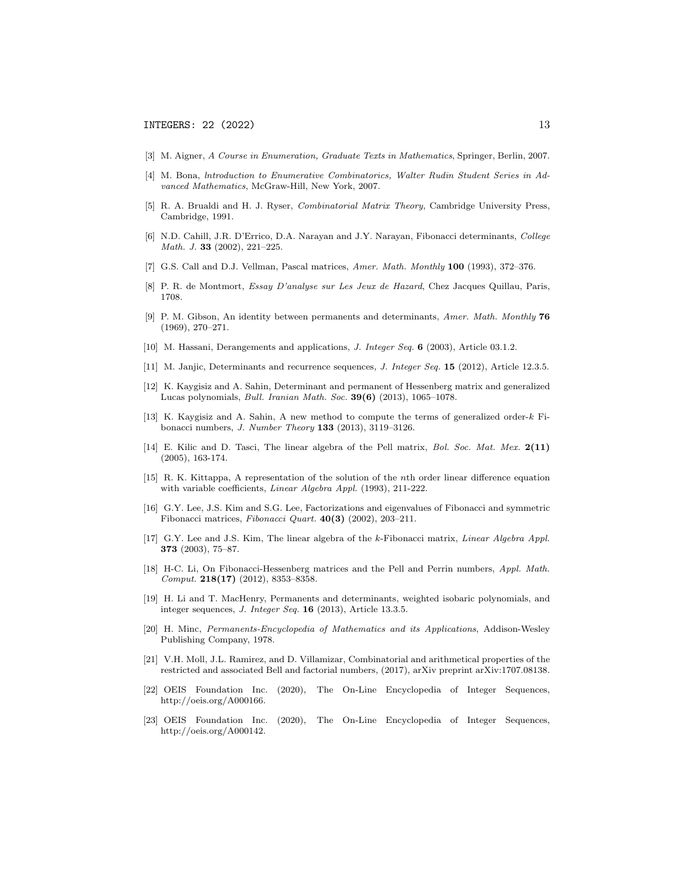[3] M. Aigner, *A Course in Enumeration, Graduate Texts in Mathematics*, Springer, Berlin, 2007.

[4] M. Bona, *lntroduction to Enumerative Combinatorics, Walter Rudin Student Series in Advanced Mathematics*, McGraw-Hill, New York, 2007.

[5] R. A. Brualdi and H. J. Ryser, *Combinatorial Matrix Theory*, Cambridge University Press, Cambridge, 1991.

[6] N.D. Cahill, J.R. D'Errico, D.A. Narayan and J.Y. Narayan, Fibonacci determinants, *College Math. J.* **33** (2002), 221–225.

[7] G.S. Call and D.J. Vellman, Pascal matrices, *Amer. Math. Monthly* **100** (1993), 372–376.

[8] P. R. de Montmort, *Essay D'analyse sur Les Jeux de Hazard*, Chez Jacques Quillau, Paris, 1708.

[9] P. M. Gibson, An identity between permanents and determinants, *Amer. Math. Monthly* **76** (1969), 270–271.

[10] M. Hassani, Derangements and applications, *J. Integer Seq.* **6** (2003), Article 03.1.2.

[11] M. Janjic, Determinants and recurrence sequences, *J. Integer Seq.* **15** (2012), Article 12.3.5.

[12] K. Kaygisiz and A. Sahin, Determinant and permanent of Hessenberg matrix and generalized Lucas polynomials, *Bull. Iranian Math. Soc.* **39(6)** (2013), 1065–1078.

[13] K. Kaygisiz and A. Sahin, A new method to compute the terms of generalized order-$k$ Fibonacci numbers, *J. Number Theory* **133** (2013), 3119–3126.

[14] E. Kilic and D. Tasci, The linear algebra of the Pell matrix, *Bol. Soc. Mat. Mex.* **2(11)** (2005), 163-174.

[15] R. K. Kittappa, A representation of the solution of the $n$th order linear difference equation with variable coefficients, *Linear Algebra Appl.* (1993), 211-222.

[16] G.Y. Lee, J.S. Kim and S.G. Lee, Factorizations and eigenvalues of Fibonacci and symmetric Fibonacci matrices, *Fibonacci Quart.* **40(3)** (2002), 203–211.

[17] G.Y. Lee and J.S. Kim, The linear algebra of the $k$-Fibonacci matrix, *Linear Algebra Appl.* **373** (2003), 75–87.

[18] H-C. Li, On Fibonacci-Hessenberg matrices and the Pell and Perrin numbers, *Appl. Math. Comput.* **218(17)** (2012), 8353–8358.

[19] H. Li and T. MacHenry, Permanents and determinants, weighted isobaric polynomials, and integer sequences, *J. Integer Seq.* **16** (2013), Article 13.3.5.

[20] H. Minc, *Permanents-Encyclopedia of Mathematics and its Applications*, Addison-Wesley Publishing Company, 1978.

[21] V.H. Moll, J.L. Ramirez, and D. Villamizar, Combinatorial and arithmetical properties of the restricted and associated Bell and factorial numbers, (2017), arXiv preprint arXiv:1707.08138.

[22] OEIS Foundation Inc. (2020), The On-Line Encyclopedia of Integer Sequences, http://oeis.org/A000166.

[23] OEIS Foundation Inc. (2020), The On-Line Encyclopedia of Integer Sequences, http://oeis.org/A000142.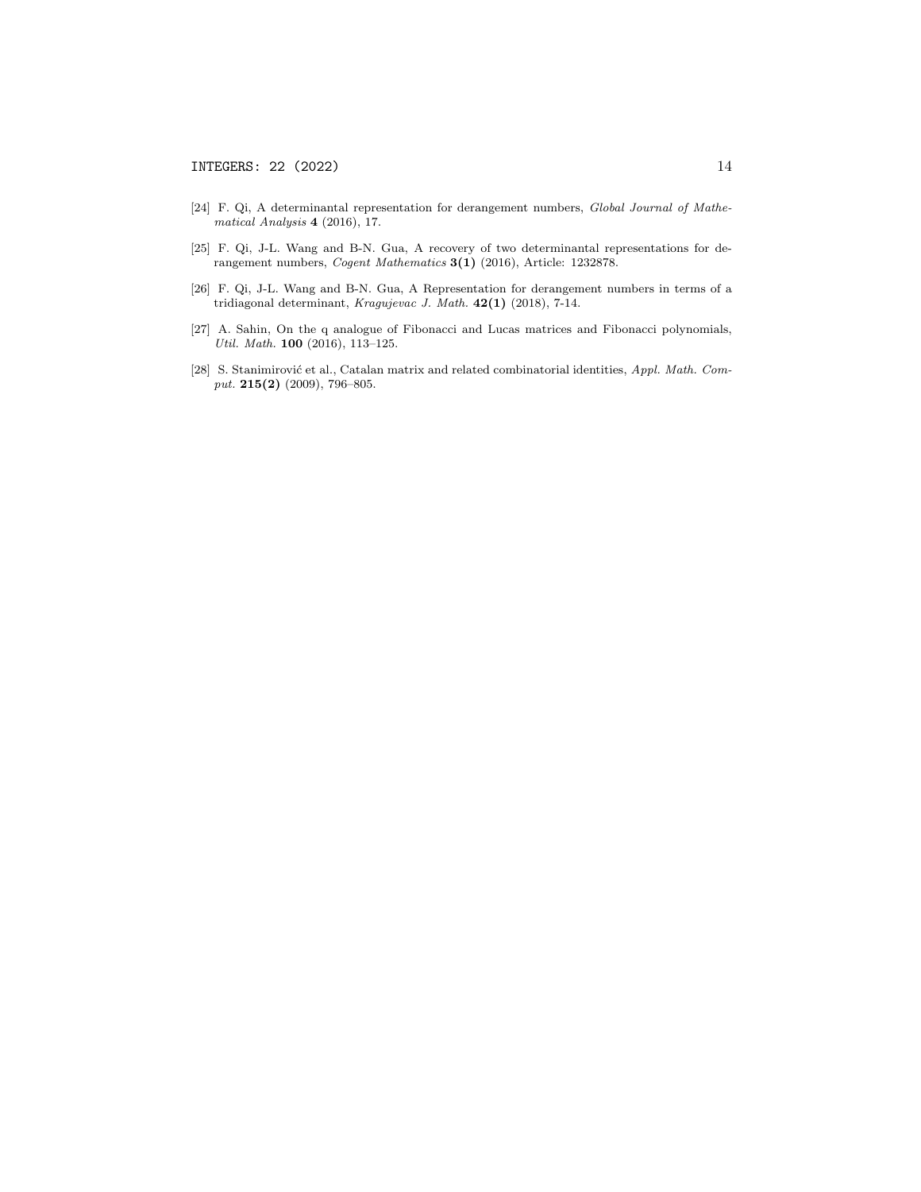[24] F. Qi, A determinantal representation for derangement numbers, *Global Journal of Mathematical Analysis* **4** (2016), 17.

[25] F. Qi, J-L. Wang and B-N. Gua, A recovery of two determinantal representations for derangement numbers, *Cogent Mathematics* **3(1)** (2016), Article: 1232878.

[26] F. Qi, J-L. Wang and B-N. Gua, A Representation for derangement numbers in terms of a tridiagonal determinant, *Kragujevac J. Math.* **42(1)** (2018), 7-14.

[27] A. Sahin, On the q analogue of Fibonacci and Lucas matrices and Fibonacci polynomials, *Util. Math.* **100** (2016), 113–125.

[28] S. Stanimirović et al., Catalan matrix and related combinatorial identities, *Appl. Math. Comput.* **215(2)** (2009), 796–805.